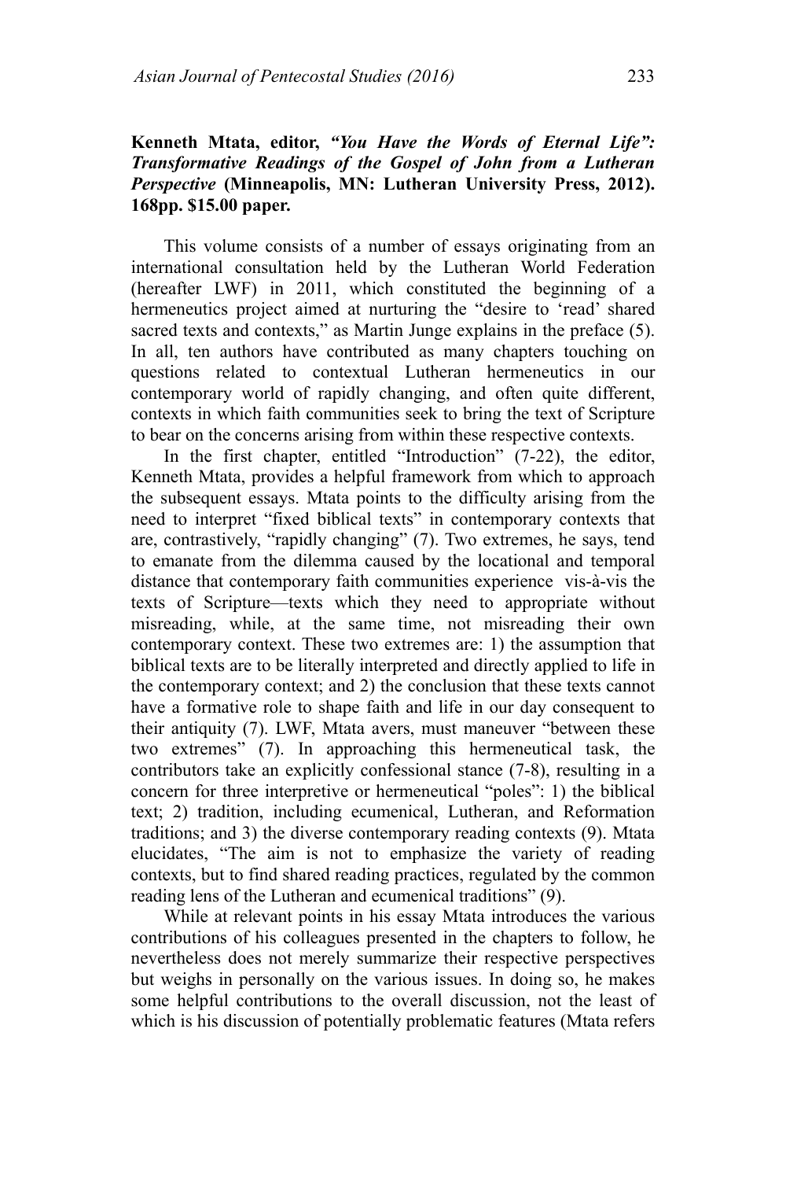**Kenneth Mtata, editor, *"You Have the Words of Eternal Life": Transformative Readings of the Gospel of John from a Lutheran Perspective* (Minneapolis, MN: Lutheran University Press, 2012). 168pp. $15.00 paper.**

This volume consists of a number of essays originating from an international consultation held by the Lutheran World Federation (hereafter LWF) in 2011, which constituted the beginning of a hermeneutics project aimed at nurturing the "desire to 'read' shared sacred texts and contexts," as Martin Junge explains in the preface (5). In all, ten authors have contributed as many chapters touching on questions related to contextual Lutheran hermeneutics in our contemporary world of rapidly changing, and often quite different, contexts in which faith communities seek to bring the text of Scripture to bear on the concerns arising from within these respective contexts.

In the first chapter, entitled "Introduction" (7-22), the editor, Kenneth Mtata, provides a helpful framework from which to approach the subsequent essays. Mtata points to the difficulty arising from the need to interpret "fixed biblical texts" in contemporary contexts that are, contrastively, "rapidly changing" (7). Two extremes, he says, tend to emanate from the dilemma caused by the locational and temporal distance that contemporary faith communities experience vis-à-vis the texts of Scripture—texts which they need to appropriate without misreading, while, at the same time, not misreading their own contemporary context. These two extremes are: 1) the assumption that biblical texts are to be literally interpreted and directly applied to life in the contemporary context; and 2) the conclusion that these texts cannot have a formative role to shape faith and life in our day consequent to their antiquity (7). LWF, Mtata avers, must maneuver "between these two extremes" (7). In approaching this hermeneutical task, the contributors take an explicitly confessional stance (7-8), resulting in a concern for three interpretive or hermeneutical "poles": 1) the biblical text; 2) tradition, including ecumenical, Lutheran, and Reformation traditions; and 3) the diverse contemporary reading contexts (9). Mtata elucidates, "The aim is not to emphasize the variety of reading contexts, but to find shared reading practices, regulated by the common reading lens of the Lutheran and ecumenical traditions" (9).

While at relevant points in his essay Mtata introduces the various contributions of his colleagues presented in the chapters to follow, he nevertheless does not merely summarize their respective perspectives but weighs in personally on the various issues. In doing so, he makes some helpful contributions to the overall discussion, not the least of which is his discussion of potentially problematic features (Mtata refers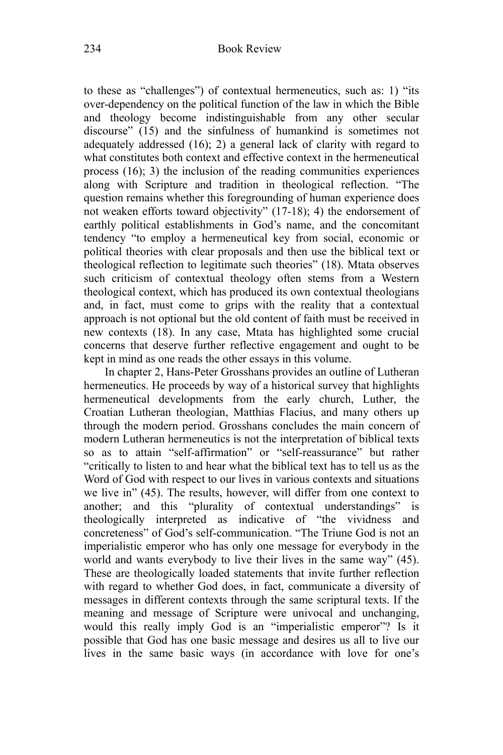to these as "challenges") of contextual hermeneutics, such as: 1) "its over-dependency on the political function of the law in which the Bible and theology become indistinguishable from any other secular discourse" (15) and the sinfulness of humankind is sometimes not adequately addressed (16); 2) a general lack of clarity with regard to what constitutes both context and effective context in the hermeneutical process (16); 3) the inclusion of the reading communities experiences along with Scripture and tradition in theological reflection. "The question remains whether this foregrounding of human experience does not weaken efforts toward objectivity" (17-18); 4) the endorsement of earthly political establishments in God's name, and the concomitant tendency "to employ a hermeneutical key from social, economic or political theories with clear proposals and then use the biblical text or theological reflection to legitimate such theories" (18). Mtata observes such criticism of contextual theology often stems from a Western theological context, which has produced its own contextual theologians and, in fact, must come to grips with the reality that a contextual approach is not optional but the old content of faith must be received in new contexts (18). In any case, Mtata has highlighted some crucial concerns that deserve further reflective engagement and ought to be kept in mind as one reads the other essays in this volume.

In chapter 2, Hans-Peter Grosshans provides an outline of Lutheran hermeneutics. He proceeds by way of a historical survey that highlights hermeneutical developments from the early church, Luther, the Croatian Lutheran theologian, Matthias Flacius, and many others up through the modern period. Grosshans concludes the main concern of modern Lutheran hermeneutics is not the interpretation of biblical texts so as to attain "self-affirmation" or "self-reassurance" but rather "critically to listen to and hear what the biblical text has to tell us as the Word of God with respect to our lives in various contexts and situations we live in" (45). The results, however, will differ from one context to another; and this "plurality of contextual understandings" is theologically interpreted as indicative of "the vividness and concreteness" of God's self-communication. "The Triune God is not an imperialistic emperor who has only one message for everybody in the world and wants everybody to live their lives in the same way" (45). These are theologically loaded statements that invite further reflection with regard to whether God does, in fact, communicate a diversity of messages in different contexts through the same scriptural texts. If the meaning and message of Scripture were univocal and unchanging, would this really imply God is an "imperialistic emperor"? Is it possible that God has one basic message and desires us all to live our lives in the same basic ways (in accordance with love for one's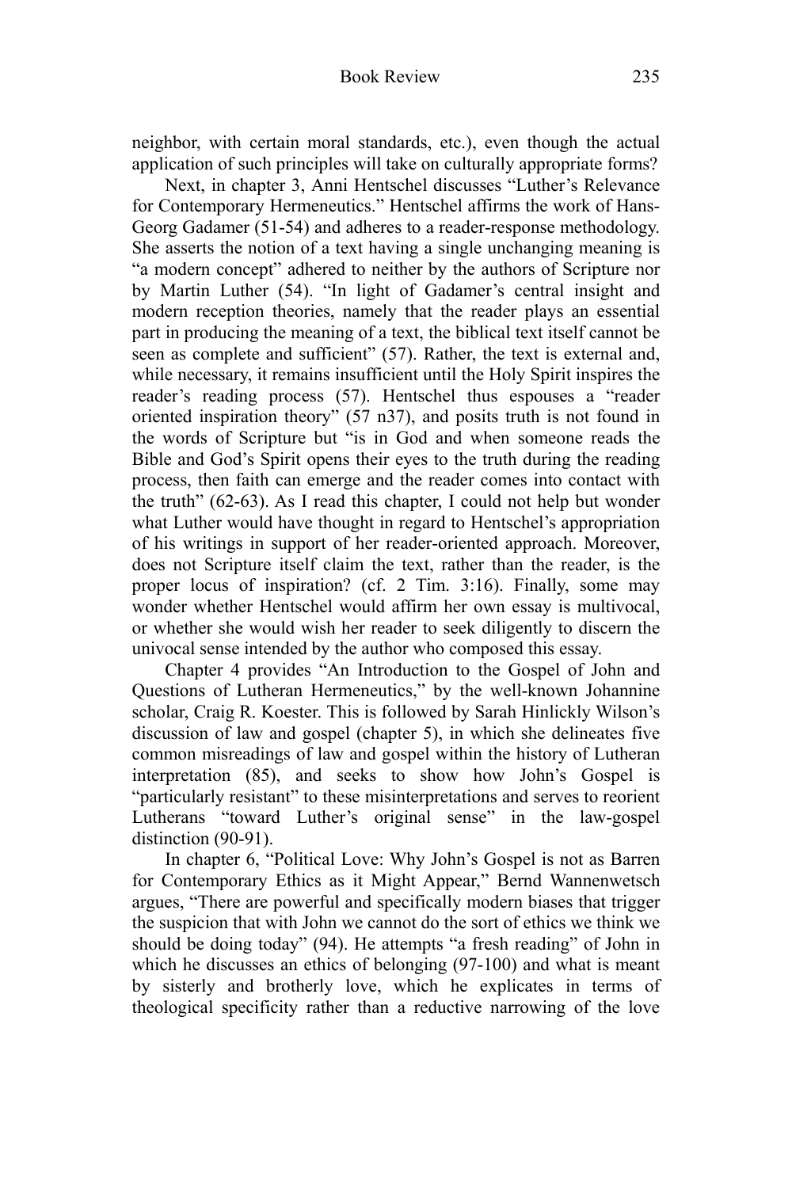neighbor, with certain moral standards, etc.), even though the actual application of such principles will take on culturally appropriate forms?

Next, in chapter 3, Anni Hentschel discusses "Luther's Relevance for Contemporary Hermeneutics." Hentschel affirms the work of Hans-Georg Gadamer (51-54) and adheres to a reader-response methodology. She asserts the notion of a text having a single unchanging meaning is "a modern concept" adhered to neither by the authors of Scripture nor by Martin Luther (54). "In light of Gadamer's central insight and modern reception theories, namely that the reader plays an essential part in producing the meaning of a text, the biblical text itself cannot be seen as complete and sufficient" (57). Rather, the text is external and, while necessary, it remains insufficient until the Holy Spirit inspires the reader's reading process (57). Hentschel thus espouses a "reader oriented inspiration theory" (57 n37), and posits truth is not found in the words of Scripture but "is in God and when someone reads the Bible and God's Spirit opens their eyes to the truth during the reading process, then faith can emerge and the reader comes into contact with the truth" (62-63). As I read this chapter, I could not help but wonder what Luther would have thought in regard to Hentschel's appropriation of his writings in support of her reader-oriented approach. Moreover, does not Scripture itself claim the text, rather than the reader, is the proper locus of inspiration? (cf. 2 Tim. 3:16). Finally, some may wonder whether Hentschel would affirm her own essay is multivocal, or whether she would wish her reader to seek diligently to discern the univocal sense intended by the author who composed this essay.

Chapter 4 provides "An Introduction to the Gospel of John and Questions of Lutheran Hermeneutics," by the well-known Johannine scholar, Craig R. Koester. This is followed by Sarah Hinlickly Wilson's discussion of law and gospel (chapter 5), in which she delineates five common misreadings of law and gospel within the history of Lutheran interpretation (85), and seeks to show how John's Gospel is "particularly resistant" to these misinterpretations and serves to reorient Lutherans "toward Luther's original sense" in the law-gospel distinction (90-91).

In chapter 6, "Political Love: Why John's Gospel is not as Barren for Contemporary Ethics as it Might Appear," Bernd Wannenwetsch argues, "There are powerful and specifically modern biases that trigger the suspicion that with John we cannot do the sort of ethics we think we should be doing today" (94). He attempts "a fresh reading" of John in which he discusses an ethics of belonging (97-100) and what is meant by sisterly and brotherly love, which he explicates in terms of theological specificity rather than a reductive narrowing of the love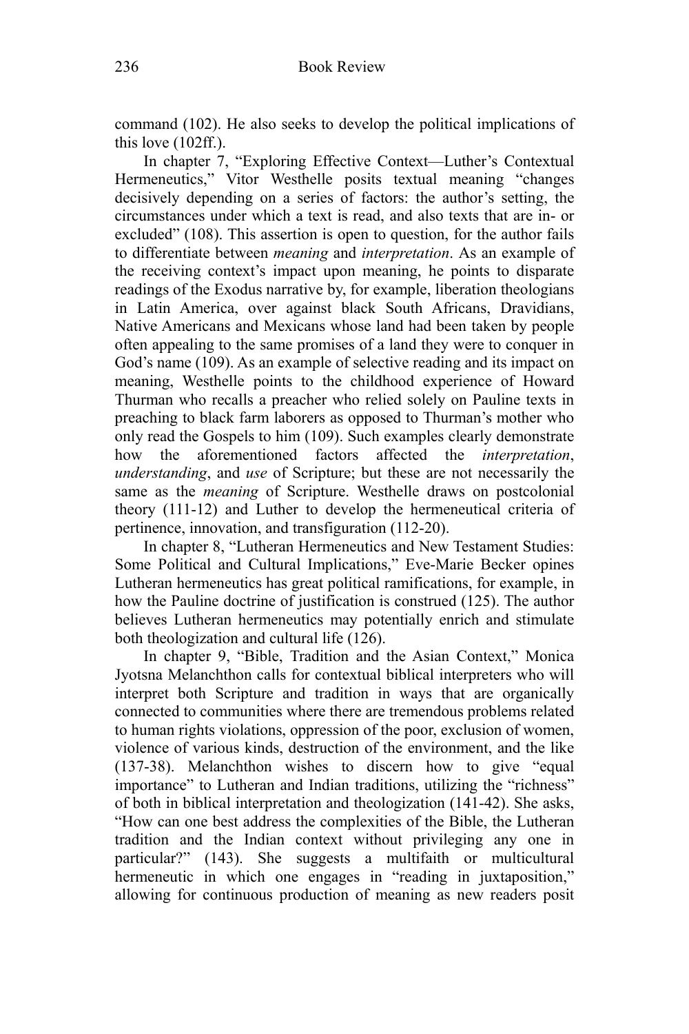command (102). He also seeks to develop the political implications of this love (102ff.).

In chapter 7, "Exploring Effective Context—Luther's Contextual Hermeneutics," Vitor Westhelle posits textual meaning "changes decisively depending on a series of factors: the author's setting, the circumstances under which a text is read, and also texts that are in- or excluded" (108). This assertion is open to question, for the author fails to differentiate between *meaning* and *interpretation*. As an example of the receiving context's impact upon meaning, he points to disparate readings of the Exodus narrative by, for example, liberation theologians in Latin America, over against black South Africans, Dravidians, Native Americans and Mexicans whose land had been taken by people often appealing to the same promises of a land they were to conquer in God's name (109). As an example of selective reading and its impact on meaning, Westhelle points to the childhood experience of Howard Thurman who recalls a preacher who relied solely on Pauline texts in preaching to black farm laborers as opposed to Thurman's mother who only read the Gospels to him (109). Such examples clearly demonstrate how the aforementioned factors affected the *interpretation*, *understanding*, and *use* of Scripture; but these are not necessarily the same as the *meaning* of Scripture. Westhelle draws on postcolonial theory (111-12) and Luther to develop the hermeneutical criteria of pertinence, innovation, and transfiguration (112-20).

In chapter 8, "Lutheran Hermeneutics and New Testament Studies: Some Political and Cultural Implications," Eve-Marie Becker opines Lutheran hermeneutics has great political ramifications, for example, in how the Pauline doctrine of justification is construed (125). The author believes Lutheran hermeneutics may potentially enrich and stimulate both theologization and cultural life (126).

In chapter 9, "Bible, Tradition and the Asian Context," Monica Jyotsna Melanchthon calls for contextual biblical interpreters who will interpret both Scripture and tradition in ways that are organically connected to communities where there are tremendous problems related to human rights violations, oppression of the poor, exclusion of women, violence of various kinds, destruction of the environment, and the like (137-38). Melanchthon wishes to discern how to give "equal importance" to Lutheran and Indian traditions, utilizing the "richness" of both in biblical interpretation and theologization (141-42). She asks, "How can one best address the complexities of the Bible, the Lutheran tradition and the Indian context without privileging any one in particular?" (143). She suggests a multifaith or multicultural hermeneutic in which one engages in "reading in juxtaposition," allowing for continuous production of meaning as new readers posit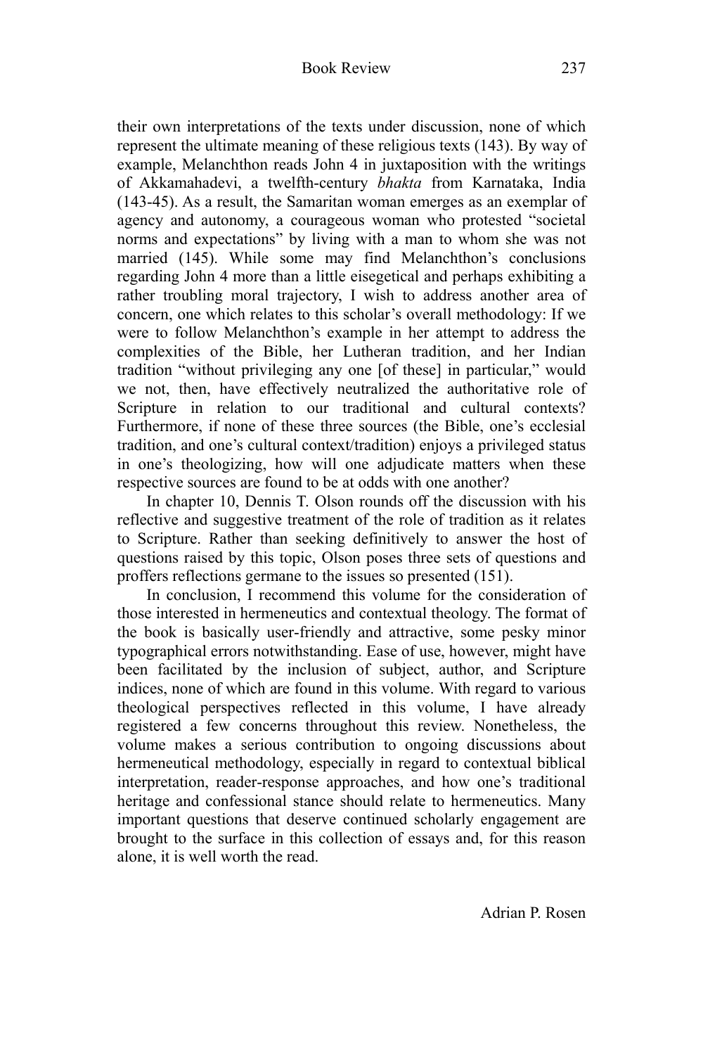their own interpretations of the texts under discussion, none of which represent the ultimate meaning of these religious texts (143). By way of example, Melanchthon reads John 4 in juxtaposition with the writings of Akkamahadevi, a twelfth-century *bhakta* from Karnataka, India (143-45). As a result, the Samaritan woman emerges as an exemplar of agency and autonomy, a courageous woman who protested "societal norms and expectations" by living with a man to whom she was not married (145). While some may find Melanchthon's conclusions regarding John 4 more than a little eisegetical and perhaps exhibiting a rather troubling moral trajectory, I wish to address another area of concern, one which relates to this scholar's overall methodology: If we were to follow Melanchthon's example in her attempt to address the complexities of the Bible, her Lutheran tradition, and her Indian tradition "without privileging any one [of these] in particular," would we not, then, have effectively neutralized the authoritative role of Scripture in relation to our traditional and cultural contexts? Furthermore, if none of these three sources (the Bible, one's ecclesial tradition, and one's cultural context/tradition) enjoys a privileged status in one's theologizing, how will one adjudicate matters when these respective sources are found to be at odds with one another?

In chapter 10, Dennis T. Olson rounds off the discussion with his reflective and suggestive treatment of the role of tradition as it relates to Scripture. Rather than seeking definitively to answer the host of questions raised by this topic, Olson poses three sets of questions and proffers reflections germane to the issues so presented (151).

In conclusion, I recommend this volume for the consideration of those interested in hermeneutics and contextual theology. The format of the book is basically user-friendly and attractive, some pesky minor typographical errors notwithstanding. Ease of use, however, might have been facilitated by the inclusion of subject, author, and Scripture indices, none of which are found in this volume. With regard to various theological perspectives reflected in this volume, I have already registered a few concerns throughout this review. Nonetheless, the volume makes a serious contribution to ongoing discussions about hermeneutical methodology, especially in regard to contextual biblical interpretation, reader-response approaches, and how one's traditional heritage and confessional stance should relate to hermeneutics. Many important questions that deserve continued scholarly engagement are brought to the surface in this collection of essays and, for this reason alone, it is well worth the read.

Adrian P. Rosen